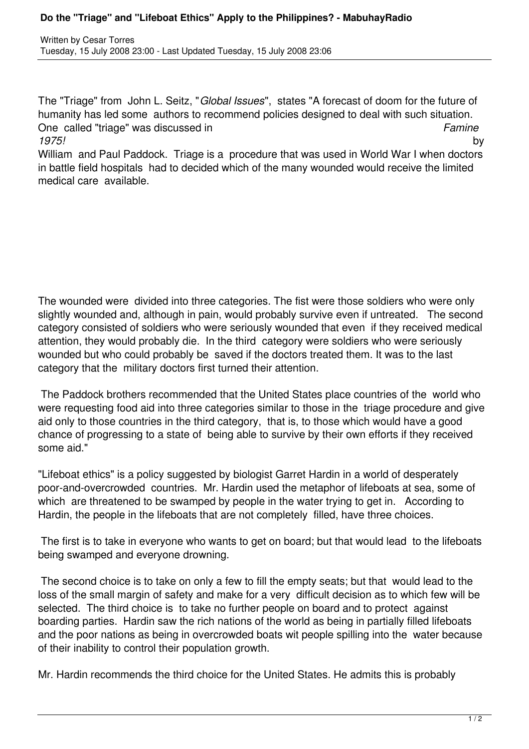# Do the "Triage" and "Lifeboat Ethics" Apply to the Philippines? - MabuhayRadio

Written by Cesar Torres
Tuesday, 15 July 2008 23:00 - Last Updated Tuesday, 15 July 2008 23:06

The "Triage" from John L. Seitz, "*Global Issues*", states "A forecast of doom for the future of humanity has led some authors to recommend policies designed to deal with such situation. One called "triage" was discussed in *Famine 1975!* by William and Paul Paddock. Triage is a procedure that was used in World War I when doctors in battle field hospitals had to decided which of the many wounded would receive the limited medical care available.

The wounded were divided into three categories. The fist were those soldiers who were only slightly wounded and, although in pain, would probably survive even if untreated. The second category consisted of soldiers who were seriously wounded that even if they received medical attention, they would probably die. In the third category were soldiers who were seriously wounded but who could probably be saved if the doctors treated them. It was to the last category that the military doctors first turned their attention.

The Paddock brothers recommended that the United States place countries of the world who were requesting food aid into three categories similar to those in the triage procedure and give aid only to those countries in the third category, that is, to those which would have a good chance of progressing to a state of being able to survive by their own efforts if they received some aid."

"Lifeboat ethics" is a policy suggested by biologist Garret Hardin in a world of desperately poor-and-overcrowded countries. Mr. Hardin used the metaphor of lifeboats at sea, some of which are threatened to be swamped by people in the water trying to get in. According to Hardin, the people in the lifeboats that are not completely filled, have three choices.

The first is to take in everyone who wants to get on board; but that would lead to the lifeboats being swamped and everyone drowning.

The second choice is to take on only a few to fill the empty seats; but that would lead to the loss of the small margin of safety and make for a very difficult decision as to which few will be selected. The third choice is to take no further people on board and to protect against boarding parties. Hardin saw the rich nations of the world as being in partially filled lifeboats and the poor nations as being in overcrowded boats wit people spilling into the water because of their inability to control their population growth.

Mr. Hardin recommends the third choice for the United States. He admits this is probably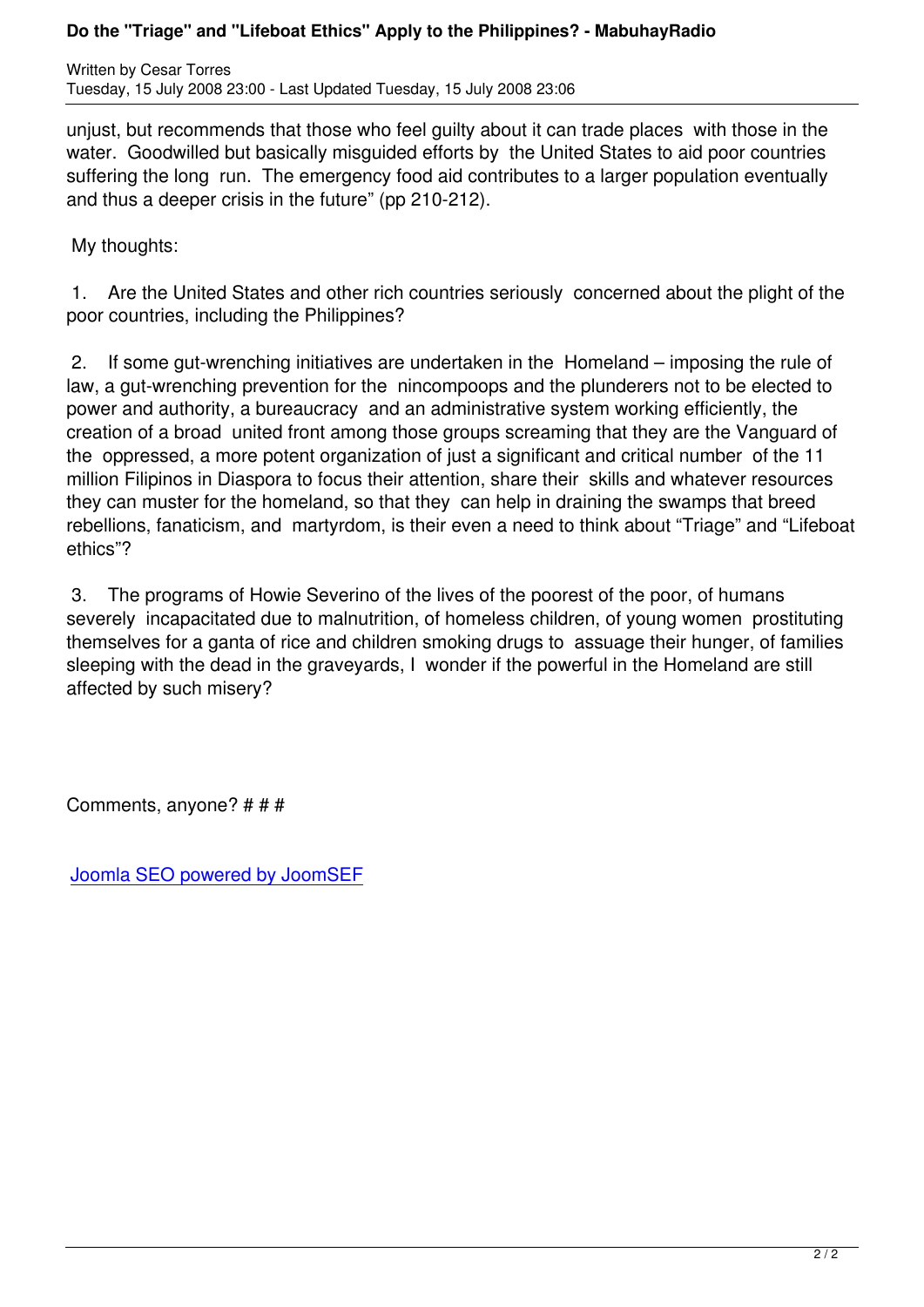unjust, but recommends that those who feel guilty about it can trade places with those in the water. Goodwilled but basically misguided efforts by the United States to aid poor countries suffering the long run. The emergency food aid contributes to a larger population eventually and thus a deeper crisis in the future" (pp 210-212).

My thoughts:

1. Are the United States and other rich countries seriously concerned about the plight of the poor countries, including the Philippines?

2. If some gut-wrenching initiatives are undertaken in the Homeland – imposing the rule of law, a gut-wrenching prevention for the nincompoops and the plunderers not to be elected to power and authority, a bureaucracy and an administrative system working efficiently, the creation of a broad united front among those groups screaming that they are the Vanguard of the oppressed, a more potent organization of just a significant and critical number of the 11 million Filipinos in Diaspora to focus their attention, share their skills and whatever resources they can muster for the homeland, so that they can help in draining the swamps that breed rebellions, fanaticism, and martyrdom, is their even a need to think about "Triage" and "Lifeboat ethics"?

3. The programs of Howie Severino of the lives of the poorest of the poor, of humans severely incapacitated due to malnutrition, of homeless children, of young women prostituting themselves for a ganta of rice and children smoking drugs to assuage their hunger, of families sleeping with the dead in the graveyards, I wonder if the powerful in the Homeland are still affected by such misery?

Comments, anyone? # # #

Joomla SEO powered by JoomSEF